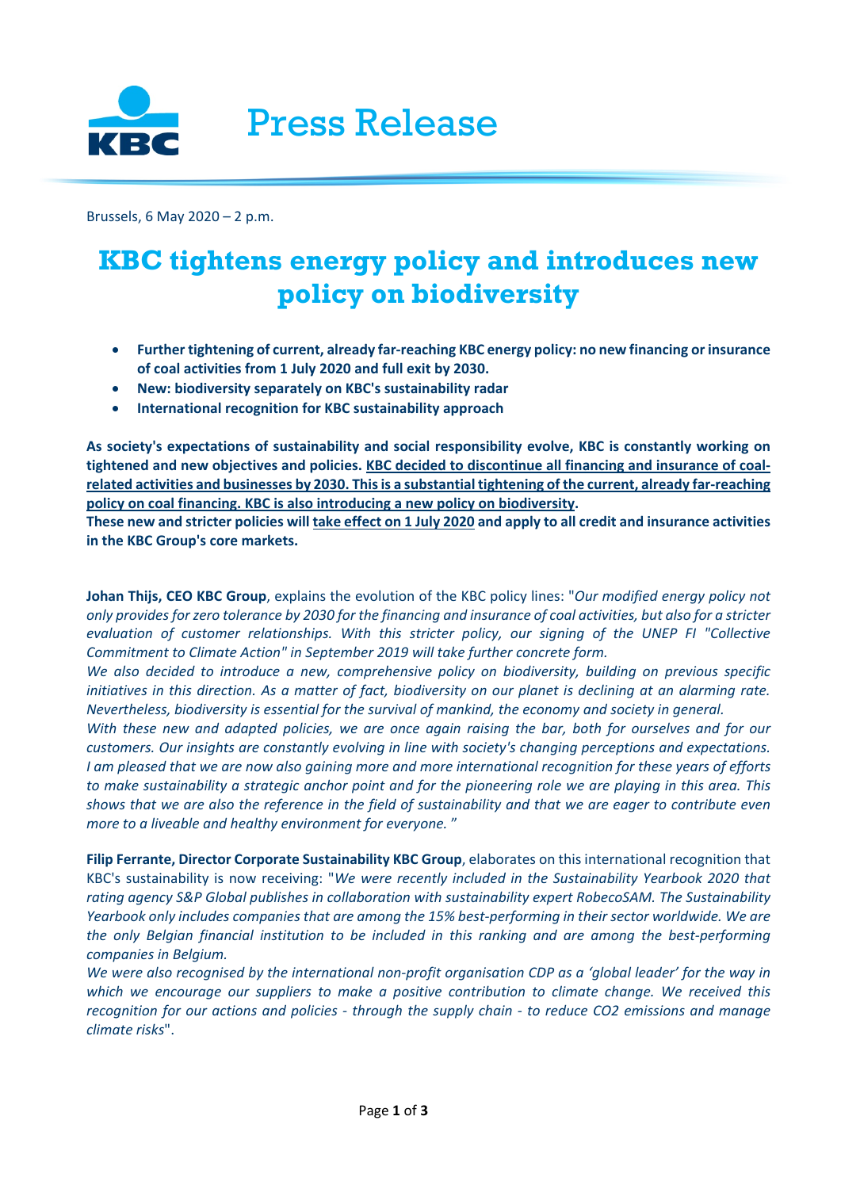Press Release

Brussels, 6 May 2020 – 2 p.m.

# KBC tightens energy policy and introduces new policy on biodiversity

- **Further tightening of current, already far-reaching KBC energy policy: no new financing or insurance of coal activities from 1 July 2020 and full exit by 2030.**
- **New: biodiversity separately on KBC's sustainability radar**
- **International recognition for KBC sustainability approach**

**As society's expectations of sustainability and social responsibility evolve, KBC is constantly working on tightened and new objectives and policies. KBC decided to discontinue all financing and insurance of coal-related activities and businesses by 2030. This is a substantial tightening of the current, already far-reaching policy on coal financing. KBC is also introducing a new policy on biodiversity.**
**These new and stricter policies will take effect on 1 July 2020 and apply to all credit and insurance activities in the KBC Group's core markets.**

**Johan Thijs, CEO KBC Group**, explains the evolution of the KBC policy lines: "*Our modified energy policy not only provides for zero tolerance by 2030 for the financing and insurance of coal activities, but also for a stricter evaluation of customer relationships. With this stricter policy, our signing of the UNEP FI "Collective Commitment to Climate Action" in September 2019 will take further concrete form.*
*We also decided to introduce a new, comprehensive policy on biodiversity, building on previous specific initiatives in this direction. As a matter of fact, biodiversity on our planet is declining at an alarming rate. Nevertheless, biodiversity is essential for the survival of mankind, the economy and society in general.*
*With these new and adapted policies, we are once again raising the bar, both for ourselves and for our customers. Our insights are constantly evolving in line with society's changing perceptions and expectations. I am pleased that we are now also gaining more and more international recognition for these years of efforts to make sustainability a strategic anchor point and for the pioneering role we are playing in this area. This shows that we are also the reference in the field of sustainability and that we are eager to contribute even more to a liveable and healthy environment for everyone.* "

**Filip Ferrante, Director Corporate Sustainability KBC Group**, elaborates on this international recognition that KBC's sustainability is now receiving: "*We were recently included in the Sustainability Yearbook 2020 that rating agency S&P Global publishes in collaboration with sustainability expert RobecoSAM. The Sustainability Yearbook only includes companies that are among the 15% best-performing in their sector worldwide. We are the only Belgian financial institution to be included in this ranking and are among the best-performing companies in Belgium.*
*We were also recognised by the international non-profit organisation CDP as a 'global leader' for the way in which we encourage our suppliers to make a positive contribution to climate change. We received this recognition for our actions and policies - through the supply chain - to reduce CO2 emissions and manage climate risks*".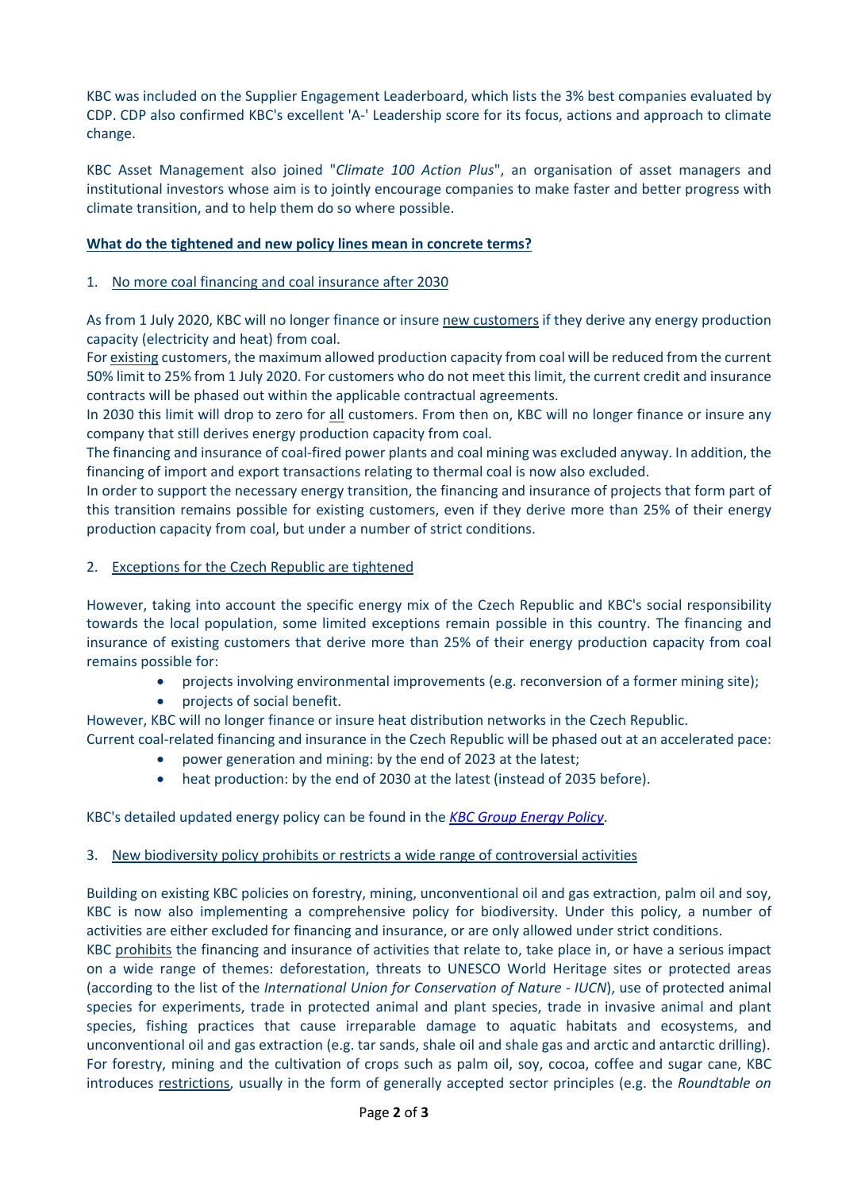KBC was included on the Supplier Engagement Leaderboard, which lists the 3% best companies evaluated by CDP. CDP also confirmed KBC's excellent 'A-' Leadership score for its focus, actions and approach to climate change.

KBC Asset Management also joined "*Climate 100 Action Plus*", an organisation of asset managers and institutional investors whose aim is to jointly encourage companies to make faster and better progress with climate transition, and to help them do so where possible.

**What do the tightened and new policy lines mean in concrete terms?**

1. No more coal financing and coal insurance after 2030

As from 1 July 2020, KBC will no longer finance or insure new customers if they derive any energy production capacity (electricity and heat) from coal.
For existing customers, the maximum allowed production capacity from coal will be reduced from the current 50% limit to 25% from 1 July 2020. For customers who do not meet this limit, the current credit and insurance contracts will be phased out within the applicable contractual agreements.
In 2030 this limit will drop to zero for all customers. From then on, KBC will no longer finance or insure any company that still derives energy production capacity from coal.
The financing and insurance of coal-fired power plants and coal mining was excluded anyway. In addition, the financing of import and export transactions relating to thermal coal is now also excluded.
In order to support the necessary energy transition, the financing and insurance of projects that form part of this transition remains possible for existing customers, even if they derive more than 25% of their energy production capacity from coal, but under a number of strict conditions.

2. Exceptions for the Czech Republic are tightened

However, taking into account the specific energy mix of the Czech Republic and KBC's social responsibility towards the local population, some limited exceptions remain possible in this country. The financing and insurance of existing customers that derive more than 25% of their energy production capacity from coal remains possible for:

- projects involving environmental improvements (e.g. reconversion of a former mining site);
- projects of social benefit.

However, KBC will no longer finance or insure heat distribution networks in the Czech Republic.
Current coal-related financing and insurance in the Czech Republic will be phased out at an accelerated pace:

- power generation and mining: by the end of 2023 at the latest;
- heat production: by the end of 2030 at the latest (instead of 2035 before).

KBC's detailed updated energy policy can be found in the *KBC Group Energy Policy*.

3. New biodiversity policy prohibits or restricts a wide range of controversial activities

Building on existing KBC policies on forestry, mining, unconventional oil and gas extraction, palm oil and soy, KBC is now also implementing a comprehensive policy for biodiversity. Under this policy, a number of activities are either excluded for financing and insurance, or are only allowed under strict conditions.
KBC prohibits the financing and insurance of activities that relate to, take place in, or have a serious impact on a wide range of themes: deforestation, threats to UNESCO World Heritage sites or protected areas (according to the list of the *International Union for Conservation of Nature - IUCN*), use of protected animal species for experiments, trade in protected animal and plant species, trade in invasive animal and plant species, fishing practices that cause irreparable damage to aquatic habitats and ecosystems, and unconventional oil and gas extraction (e.g. tar sands, shale oil and shale gas and arctic and antarctic drilling).
For forestry, mining and the cultivation of crops such as palm oil, soy, cocoa, coffee and sugar cane, KBC introduces restrictions, usually in the form of generally accepted sector principles (e.g. the *Roundtable on*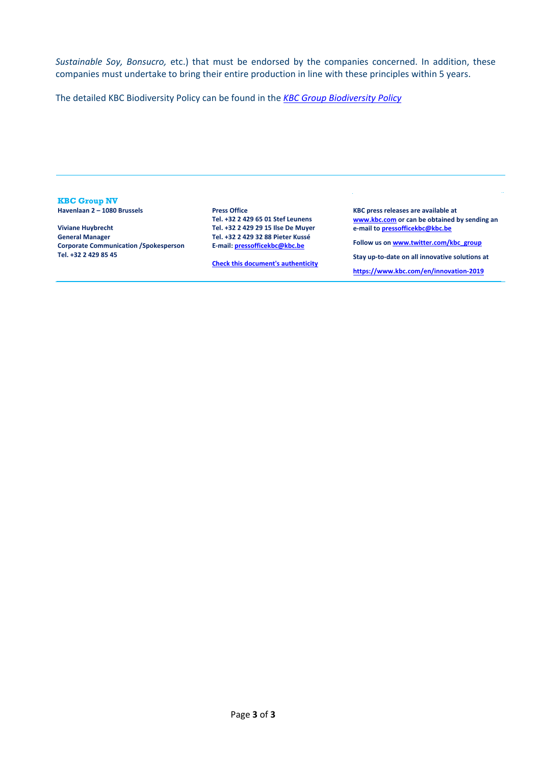*Sustainable Soy, Bonsucro,* etc.) that must be endorsed by the companies concerned. In addition, these companies must undertake to bring their entire production in line with these principles within 5 years.

The detailed KBC Biodiversity Policy can be found in the *KBC Group Biodiversity Policy*

---

**KBC Group NV**
**Havenlaan 2 – 1080 Brussels**

**Viviane Huybrecht**
**General Manager**
**Corporate Communication /Spokesperson**
**Tel. +32 2 429 85 45**

**Press Office**
**Tel. +32 2 429 65 01 Stef Leunens**
**Tel. +32 2 429 29 15 Ilse De Muyer**
**Tel. +32 2 429 32 88 Pieter Kussé**
**E-mail: pressofficekbc@kbc.be**

**Check this document's authenticity**

**KBC press releases are available at www.kbc.com or can be obtained by sending an e-mail to pressofficekbc@kbc.be**

**Follow us on www.twitter.com/kbc_group**

**Stay up-to-date on all innovative solutions at**

**https://www.kbc.com/en/innovation-2019**